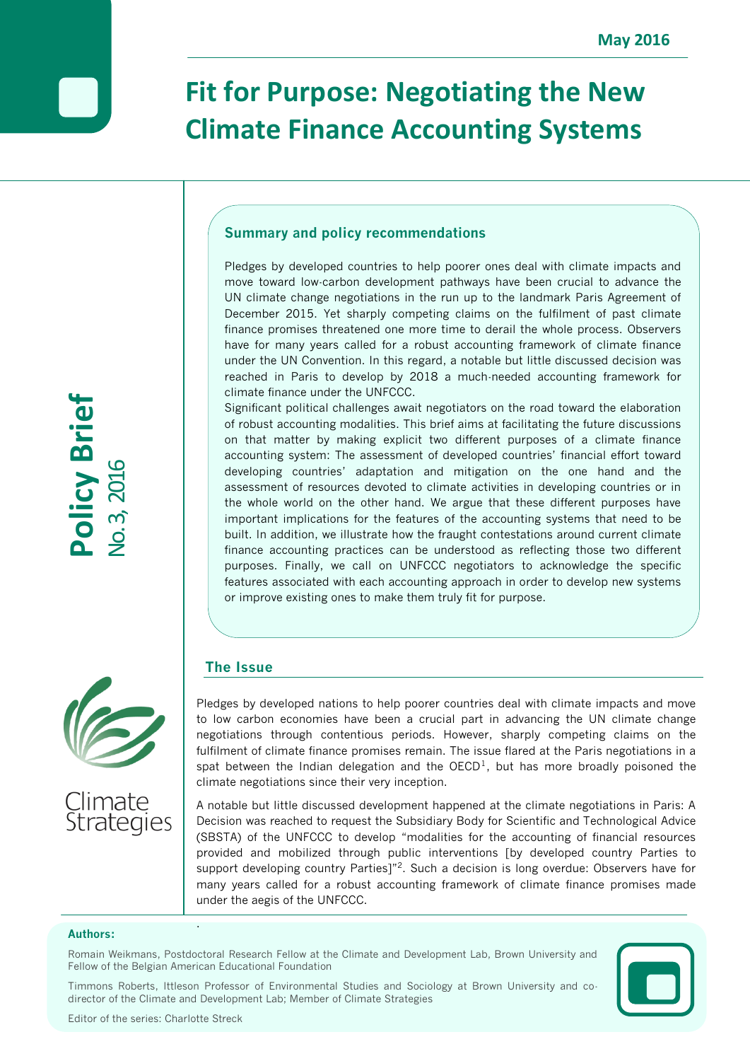May 2016

# Fit for Purpose: Negotiating the New Climate Finance Accounting Systems

**Policy Brief**
No. 3, 2016

## Summary and policy recommendations

Pledges by developed countries to help poorer ones deal with climate impacts and move toward low-carbon development pathways have been crucial to advance the UN climate change negotiations in the run up to the landmark Paris Agreement of December 2015. Yet sharply competing claims on the fulfilment of past climate finance promises threatened one more time to derail the whole process. Observers have for many years called for a robust accounting framework of climate finance under the UN Convention. In this regard, a notable but little discussed decision was reached in Paris to develop by 2018 a much-needed accounting framework for climate finance under the UNFCCC.

Significant political challenges await negotiators on the road toward the elaboration of robust accounting modalities. This brief aims at facilitating the future discussions on that matter by making explicit two different purposes of a climate finance accounting system: The assessment of developed countries' financial effort toward developing countries' adaptation and mitigation on the one hand and the assessment of resources devoted to climate activities in developing countries or in the whole world on the other hand. We argue that these different purposes have important implications for the features of the accounting systems that need to be built. In addition, we illustrate how the fraught contestations around current climate finance accounting practices can be understood as reflecting those two different purposes. Finally, we call on UNFCCC negotiators to acknowledge the specific features associated with each accounting approach in order to develop new systems or improve existing ones to make them truly fit for purpose.

## The Issue

Pledges by developed nations to help poorer countries deal with climate impacts and move to low carbon economies have been a crucial part in advancing the UN climate change negotiations through contentious periods. However, sharply competing claims on the fulfilment of climate finance promises remain. The issue flared at the Paris negotiations in a spat between the Indian delegation and the OECD[1], but has more broadly poisoned the climate negotiations since their very inception.

A notable but little discussed development happened at the climate negotiations in Paris: A Decision was reached to request the Subsidiary Body for Scientific and Technological Advice (SBSTA) of the UNFCCC to develop "modalities for the accounting of financial resources provided and mobilized through public interventions [by developed country Parties to support developing country Parties]"[2]. Such a decision is long overdue: Observers have for many years called for a robust accounting framework of climate finance promises made under the aegis of the UNFCCC.

Climate Strategies

**Authors:**

Romain Weikmans, Postdoctoral Research Fellow at the Climate and Development Lab, Brown University and Fellow of the Belgian American Educational Foundation

Timmons Roberts, Ittleson Professor of Environmental Studies and Sociology at Brown University and co-director of the Climate and Development Lab; Member of Climate Strategies

Editor of the series: Charlotte Streck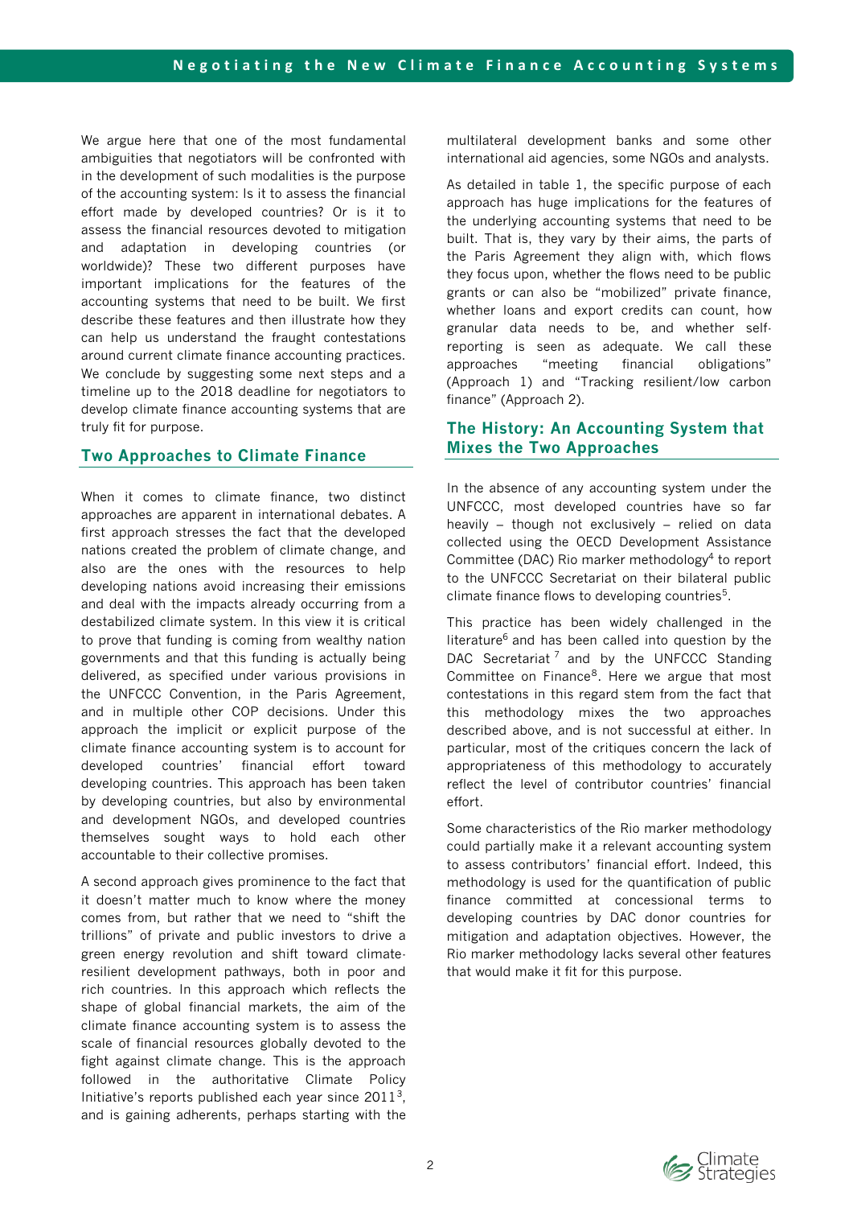We argue here that one of the most fundamental ambiguities that negotiators will be confronted with in the development of such modalities is the purpose of the accounting system: Is it to assess the financial effort made by developed countries? Or is it to assess the financial resources devoted to mitigation and adaptation in developing countries (or worldwide)? These two different purposes have important implications for the features of the accounting systems that need to be built. We first describe these features and then illustrate how they can help us understand the fraught contestations around current climate finance accounting practices. We conclude by suggesting some next steps and a timeline up to the 2018 deadline for negotiators to develop climate finance accounting systems that are truly fit for purpose.

## Two Approaches to Climate Finance

When it comes to climate finance, two distinct approaches are apparent in international debates. A first approach stresses the fact that the developed nations created the problem of climate change, and also are the ones with the resources to help developing nations avoid increasing their emissions and deal with the impacts already occurring from a destabilized climate system. In this view it is critical to prove that funding is coming from wealthy nation governments and that this funding is actually being delivered, as specified under various provisions in the UNFCCC Convention, in the Paris Agreement, and in multiple other COP decisions. Under this approach the implicit or explicit purpose of the climate finance accounting system is to account for developed countries' financial effort toward developing countries. This approach has been taken by developing countries, but also by environmental and development NGOs, and developed countries themselves sought ways to hold each other accountable to their collective promises.

A second approach gives prominence to the fact that it doesn't matter much to know where the money comes from, but rather that we need to "shift the trillions" of private and public investors to drive a green energy revolution and shift toward climate-resilient development pathways, both in poor and rich countries. In this approach which reflects the shape of global financial markets, the aim of the climate finance accounting system is to assess the scale of financial resources globally devoted to the fight against climate change. This is the approach followed in the authoritative Climate Policy Initiative's reports published each year since 2011[3], and is gaining adherents, perhaps starting with the multilateral development banks and some other international aid agencies, some NGOs and analysts.

As detailed in table 1, the specific purpose of each approach has huge implications for the features of the underlying accounting systems that need to be built. That is, they vary by their aims, the parts of the Paris Agreement they align with, which flows they focus upon, whether the flows need to be public grants or can also be "mobilized" private finance, whether loans and export credits can count, how granular data needs to be, and whether self-reporting is seen as adequate. We call these approaches "meeting financial obligations" (Approach 1) and "Tracking resilient/low carbon finance" (Approach 2).

## The History: An Accounting System that Mixes the Two Approaches

In the absence of any accounting system under the UNFCCC, most developed countries have so far heavily – though not exclusively – relied on data collected using the OECD Development Assistance Committee (DAC) Rio marker methodology[4] to report to the UNFCCC Secretariat on their bilateral public climate finance flows to developing countries[5].

This practice has been widely challenged in the literature[6] and has been called into question by the DAC Secretariat[7] and by the UNFCCC Standing Committee on Finance[8]. Here we argue that most contestations in this regard stem from the fact that this methodology mixes the two approaches described above, and is not successful at either. In particular, most of the critiques concern the lack of appropriateness of this methodology to accurately reflect the level of contributor countries' financial effort.

Some characteristics of the Rio marker methodology could partially make it a relevant accounting system to assess contributors' financial effort. Indeed, this methodology is used for the quantification of public finance committed at concessional terms to developing countries by DAC donor countries for mitigation and adaptation objectives. However, the Rio marker methodology lacks several other features that would make it fit for this purpose.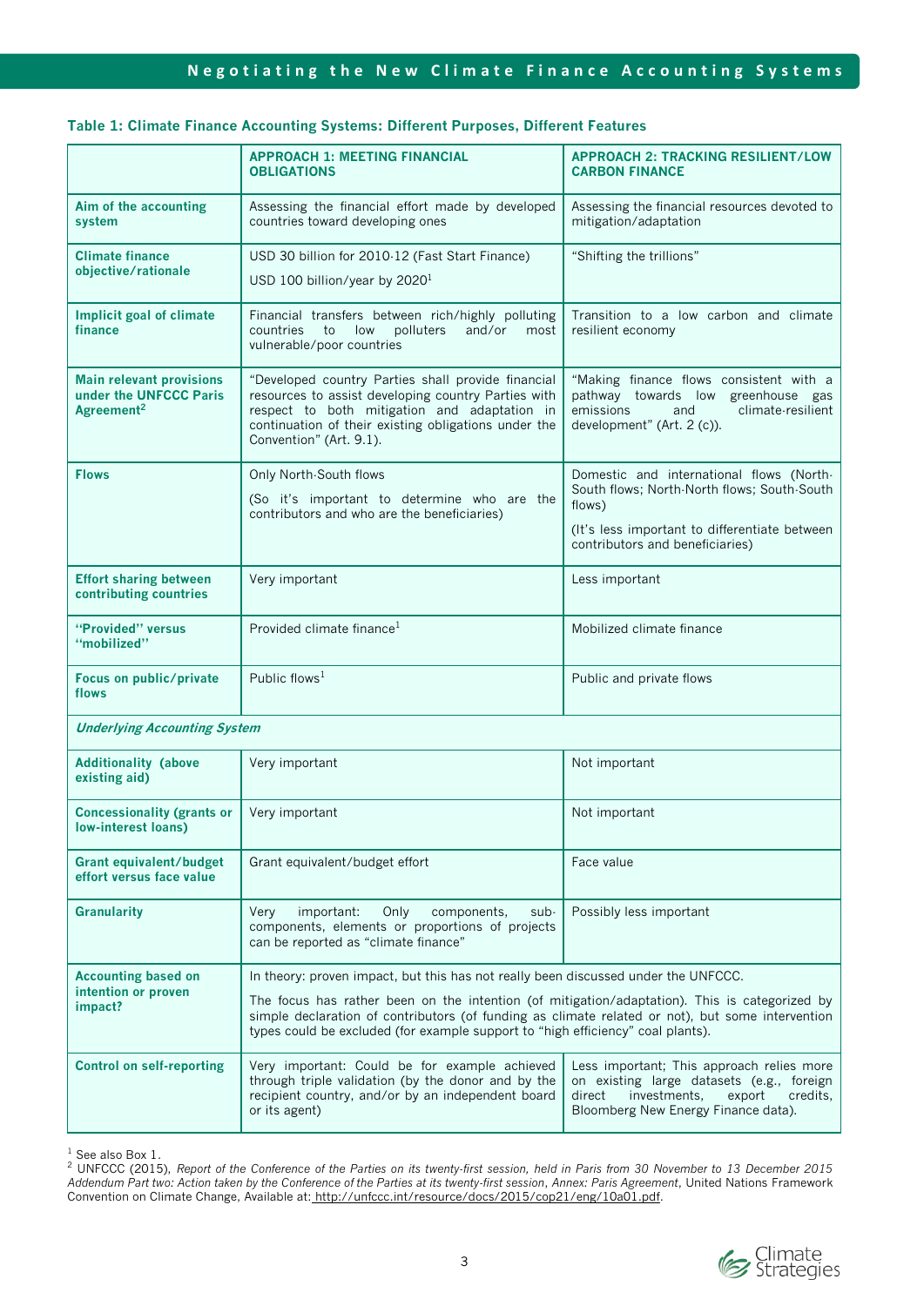**Table 1: Climate Finance Accounting Systems: Different Purposes, Different Features**

| | APPROACH 1: MEETING FINANCIAL OBLIGATIONS | APPROACH 2: TRACKING RESILIENT/LOW CARBON FINANCE |
|---|---|---|
| **Aim of the accounting system** | Assessing the financial effort made by developed countries toward developing ones | Assessing the financial resources devoted to mitigation/adaptation |
| **Climate finance objective/rationale** | USD 30 billion for 2010-12 (Fast Start Finance)<br>USD 100 billion/year by 2020[1] | "Shifting the trillions" |
| **Implicit goal of climate finance** | Financial transfers between rich/highly polluting countries to low polluters and/or most vulnerable/poor countries | Transition to a low carbon and climate resilient economy |
| **Main relevant provisions under the UNFCCC Paris Agreement[2]** | "Developed country Parties shall provide financial resources to assist developing country Parties with respect to both mitigation and adaptation in continuation of their existing obligations under the Convention" (Art. 9.1). | "Making finance flows consistent with a pathway towards low greenhouse gas emissions and climate-resilient development" (Art. 2 (c)). |
| **Flows** | Only North-South flows<br>(So it's important to determine who are the contributors and who are the beneficiaries) | Domestic and international flows (North-South flows; North-North flows; South-South flows)<br>(It's less important to differentiate between contributors and beneficiaries) |
| **Effort sharing between contributing countries** | Very important | Less important |
| **"Provided" versus "mobilized"** | Provided climate finance[1] | Mobilized climate finance |
| **Focus on public/private flows** | Public flows[1] | Public and private flows |
| ***Underlying Accounting System*** | | |
| **Additionality (above existing aid)** | Very important | Not important |
| **Concessionality (grants or low-interest loans)** | Very important | Not important |
| **Grant equivalent/budget effort versus face value** | Grant equivalent/budget effort | Face value |
| **Granularity** | Very important: Only components, sub-components, elements or proportions of projects can be reported as "climate finance" | Possibly less important |
| **Accounting based on intention or proven impact?** | In theory: proven impact, but this has not really been discussed under the UNFCCC.<br>The focus has rather been on the intention (of mitigation/adaptation). This is categorized by simple declaration of contributors (of funding as climate related or not), but some intervention types could be excluded (for example support to "high efficiency" coal plants). | |
| **Control on self-reporting** | Very important: Could be for example achieved through triple validation (by the donor and by the recipient country, and/or by an independent board or its agent) | Less important; This approach relies more on existing large datasets (e.g., foreign direct investments, export credits, Bloomberg New Energy Finance data). |

[1] See also Box 1.
[2] UNFCCC (2015), *Report of the Conference of the Parties on its twenty-first session, held in Paris from 30 November to 13 December 2015 Addendum Part two: Action taken by the Conference of the Parties at its twenty-first session, Annex: Paris Agreement*, United Nations Framework Convention on Climate Change, Available at: http://unfccc.int/resource/docs/2015/cop21/eng/10a01.pdf.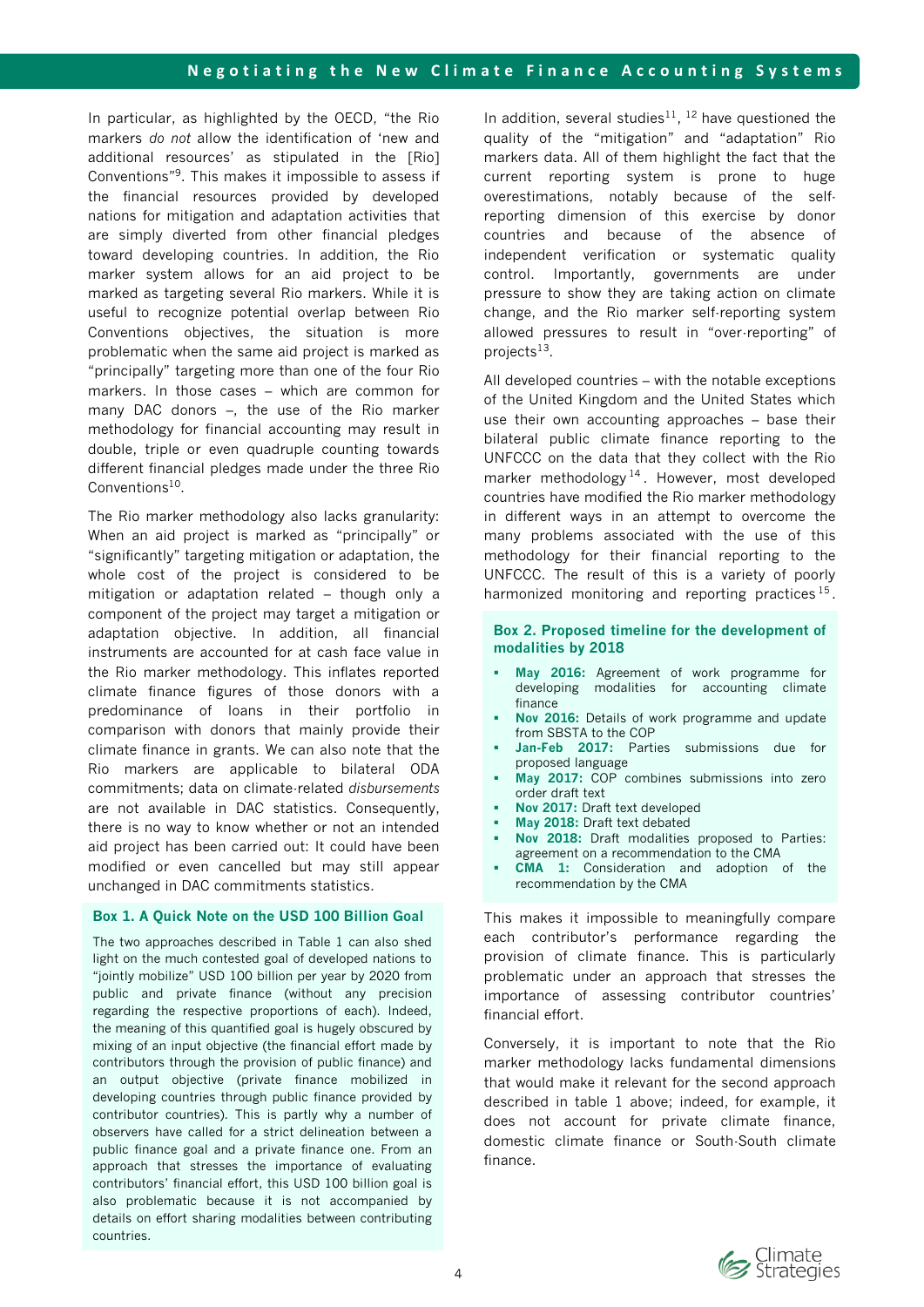In particular, as highlighted by the OECD, "the Rio markers *do not* allow the identification of 'new and additional resources' as stipulated in the [Rio] Conventions"[9]. This makes it impossible to assess if the financial resources provided by developed nations for mitigation and adaptation activities that are simply diverted from other financial pledges toward developing countries. In addition, the Rio marker system allows for an aid project to be marked as targeting several Rio markers. While it is useful to recognize potential overlap between Rio Conventions objectives, the situation is more problematic when the same aid project is marked as "principally" targeting more than one of the four Rio markers. In those cases – which are common for many DAC donors –, the use of the Rio marker methodology for financial accounting may result in double, triple or even quadruple counting towards different financial pledges made under the three Rio Conventions[10].

The Rio marker methodology also lacks granularity: When an aid project is marked as "principally" or "significantly" targeting mitigation or adaptation, the whole cost of the project is considered to be mitigation or adaptation related – though only a component of the project may target a mitigation or adaptation objective. In addition, all financial instruments are accounted for at cash face value in the Rio marker methodology. This inflates reported climate finance figures of those donors with a predominance of loans in their portfolio in comparison with donors that mainly provide their climate finance in grants. We can also note that the Rio markers are applicable to bilateral ODA commitments; data on climate-related *disbursements* are not available in DAC statistics. Consequently, there is no way to know whether or not an intended aid project has been carried out: It could have been modified or even cancelled but may still appear unchanged in DAC commitments statistics.

### Box 1. A Quick Note on the USD 100 Billion Goal

The two approaches described in Table 1 can also shed light on the much contested goal of developed nations to "jointly mobilize" USD 100 billion per year by 2020 from public and private finance (without any precision regarding the respective proportions of each). Indeed, the meaning of this quantified goal is hugely obscured by mixing of an input objective (the financial effort made by contributors through the provision of public finance) and an output objective (private finance mobilized in developing countries through public finance provided by contributor countries). This is partly why a number of observers have called for a strict delineation between a public finance goal and a private finance one. From an approach that stresses the importance of evaluating contributors' financial effort, this USD 100 billion goal is also problematic because it is not accompanied by details on effort sharing modalities between contributing countries.

In addition, several studies[11], [12] have questioned the quality of the "mitigation" and "adaptation" Rio markers data. All of them highlight the fact that the current reporting system is prone to huge overestimations, notably because of the self-reporting dimension of this exercise by donor countries and because of the absence of independent verification or systematic quality control. Importantly, governments are under pressure to show they are taking action on climate change, and the Rio marker self-reporting system allowed pressures to result in "over-reporting" of projects[13].

All developed countries – with the notable exceptions of the United Kingdom and the United States which use their own accounting approaches – base their bilateral public climate finance reporting to the UNFCCC on the data that they collect with the Rio marker methodology[14]. However, most developed countries have modified the Rio marker methodology in different ways in an attempt to overcome the many problems associated with the use of this methodology for their financial reporting to the UNFCCC. The result of this is a variety of poorly harmonized monitoring and reporting practices[15].

### Box 2. Proposed timeline for the development of modalities by 2018

- **May 2016:** Agreement of work programme for developing modalities for accounting climate finance
- **Nov 2016:** Details of work programme and update from SBSTA to the COP
- **Jan-Feb 2017:** Parties submissions due for proposed language
- **May 2017:** COP combines submissions into zero order draft text
- **Nov 2017:** Draft text developed
- **May 2018:** Draft text debated
- **Nov 2018:** Draft modalities proposed to Parties: agreement on a recommendation to the CMA
- **CMA 1:** Consideration and adoption of the recommendation by the CMA

This makes it impossible to meaningfully compare each contributor's performance regarding the provision of climate finance. This is particularly problematic under an approach that stresses the importance of assessing contributor countries' financial effort.

Conversely, it is important to note that the Rio marker methodology lacks fundamental dimensions that would make it relevant for the second approach described in table 1 above; indeed, for example, it does not account for private climate finance, domestic climate finance or South-South climate finance.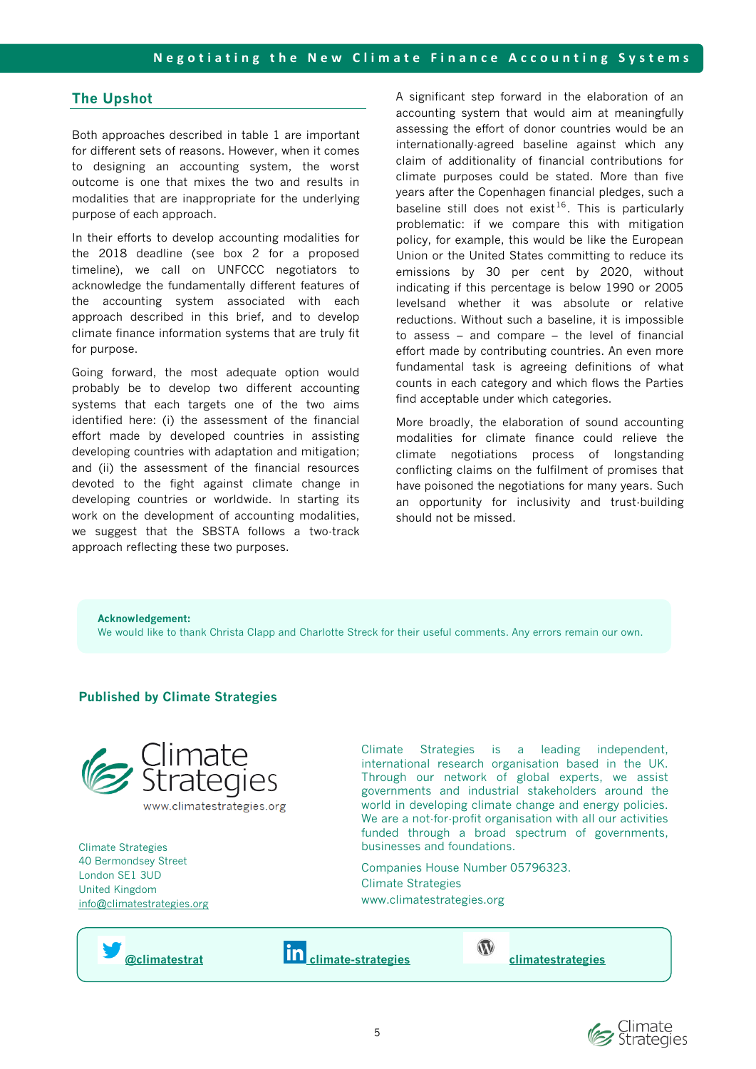## The Upshot

Both approaches described in table 1 are important for different sets of reasons. However, when it comes to designing an accounting system, the worst outcome is one that mixes the two and results in modalities that are inappropriate for the underlying purpose of each approach.

In their efforts to develop accounting modalities for the 2018 deadline (see box 2 for a proposed timeline), we call on UNFCCC negotiators to acknowledge the fundamentally different features of the accounting system associated with each approach described in this brief, and to develop climate finance information systems that are truly fit for purpose.

Going forward, the most adequate option would probably be to develop two different accounting systems that each targets one of the two aims identified here: (i) the assessment of the financial effort made by developed countries in assisting developing countries with adaptation and mitigation; and (ii) the assessment of the financial resources devoted to the fight against climate change in developing countries or worldwide. In starting its work on the development of accounting modalities, we suggest that the SBSTA follows a two-track approach reflecting these two purposes.

A significant step forward in the elaboration of an accounting system that would aim at meaningfully assessing the effort of donor countries would be an internationally-agreed baseline against which any claim of additionality of financial contributions for climate purposes could be stated. More than five years after the Copenhagen financial pledges, such a baseline still does not exist[16]. This is particularly problematic: if we compare this with mitigation policy, for example, this would be like the European Union or the United States committing to reduce its emissions by 30 per cent by 2020, without indicating if this percentage is below 1990 or 2005 levelsand whether it was absolute or relative reductions. Without such a baseline, it is impossible to assess – and compare – the level of financial effort made by contributing countries. An even more fundamental task is agreeing definitions of what counts in each category and which flows the Parties find acceptable under which categories.

More broadly, the elaboration of sound accounting modalities for climate finance could relieve the climate negotiations process of longstanding conflicting claims on the fulfilment of promises that have poisoned the negotiations for many years. Such an opportunity for inclusivity and trust-building should not be missed.

**Acknowledgement:**
We would like to thank Christa Clapp and Charlotte Streck for their useful comments. Any errors remain our own.

### Published by Climate Strategies

Climate Strategies
www.climatestrategies.org

Climate Strategies
40 Bermondsey Street
London SE1 3UD
United Kingdom
info@climatestrategies.org

Climate Strategies is a leading independent, international research organisation based in the UK. Through our network of global experts, we assist governments and industrial stakeholders around the world in developing climate change and energy policies. We are a not-for-profit organisation with all our activities funded through a broad spectrum of governments, businesses and foundations.

Companies House Number 05796323.
Climate Strategies
www.climatestrategies.org

@climatestrat | climate-strategies | climatestrategies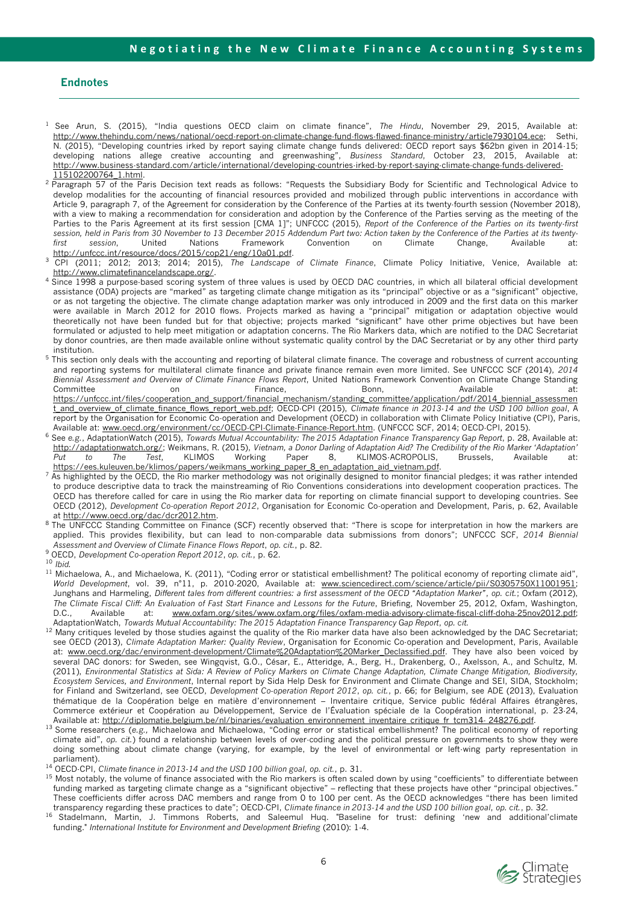## Endnotes

[1] See Arun, S. (2015), "India questions OECD claim on climate finance", *The Hindu*, November 29, 2015, Available at: http://www.thehindu.com/news/national/oecd-report-on-climate-change-fund-flows-flawed-finance-ministry/article7930104.ece; Sethi, N. (2015), "Developing countries irked by report saying climate change funds delivered: OECD report says $62bn given in 2014-15; developing nations allege creative accounting and greenwashing", *Business Standard*, October 23, 2015, Available at: http://www.business-standard.com/article/international/developing-countries-irked-by-report-saying-climate-change-funds-delivered-115102200764_1.html.

[2] Paragraph 57 of the Paris Decision text reads as follows: "Requests the Subsidiary Body for Scientific and Technological Advice to develop modalities for the accounting of financial resources provided and mobilized through public interventions in accordance with Article 9, paragraph 7, of the Agreement for consideration by the Conference of the Parties at its twenty-fourth session (November 2018), with a view to making a recommendation for consideration and adoption by the Conference of the Parties serving as the meeting of the Parties to the Paris Agreement at its first session [CMA 1]"; UNFCCC (2015), *Report of the Conference of the Parties on its twenty-first session, held in Paris from 30 November to 13 December 2015 Addendum Part two: Action taken by the Conference of the Parties at its twenty-first session*, United Nations Framework Convention on Climate Change, Available at: http://unfccc.int/resource/docs/2015/cop21/eng/10a01.pdf.

[3] CPI (2011; 2012; 2013; 2014; 2015), *The Landscape of Climate Finance*, Climate Policy Initiative, Venice, Available at: http://www.climatefinancelandscape.org/.

[4] Since 1998 a purpose-based scoring system of three values is used by OECD DAC countries, in which all bilateral official development assistance (ODA) projects are "marked" as targeting climate change mitigation as its "principal" objective or as a "significant" objective, or as not targeting the objective. The climate change adaptation marker was only introduced in 2009 and the first data on this marker were available in March 2012 for 2010 flows. Projects marked as having a "principal" mitigation or adaptation objective would theoretically not have been funded but for that objective; projects marked "significant" have other prime objectives but have been formulated or adjusted to help meet mitigation or adaptation concerns. The Rio Markers data, which are notified to the DAC Secretariat by donor countries, are then made available online without systematic quality control by the DAC Secretariat or by any other third party institution.

[5] This section only deals with the accounting and reporting of bilateral climate finance. The coverage and robustness of current accounting and reporting systems for multilateral climate finance and private finance remain even more limited. See UNFCCC SCF (2014), *2014 Biennial Assessment and Overview of Climate Finance Flows Report*, United Nations Framework Convention on Climate Change Standing Committee on Finance, Bonn, Available at: https://unfccc.int/files/cooperation_and_support/financial_mechanism/standing_committee/application/pdf/2014_biennial_assessment_and_overview_of_climate_finance_flows_report_web.pdf; OECD-CPI (2015), *Climate finance in 2013-14 and the USD 100 billion goal*, A report by the Organisation for Economic Co-operation and Development (OECD) in collaboration with Climate Policy Initiative (CPI), Paris, Available at: www.oecd.org/environment/cc/OECD-CPI-Climate-Finance-Report.htm. (UNFCCC SCF, 2014; OECD-CPI, 2015).

[6] See *e.g.*, AdaptationWatch (2015), *Towards Mutual Accountability: The 2015 Adaptation Finance Transparency Gap Report*, p. 28, Available at: http://adaptationwatch.org/; Weikmans, R. (2015), *Vietnam, a Donor Darling of Adaptation Aid? The Credibility of the Rio Marker 'Adaptation' Put to The Test*, KLIMOS Working Paper 8, KLIMOS-ACROPOLIS, Brussels, Available at: https://ees.kuleuven.be/klimos/papers/weikmans_working_paper_8_en_adaptation_aid_vietnam.pdf.

[7] As highlighted by the OECD, the Rio marker methodology was not originally designed to monitor financial pledges; it was rather intended to produce descriptive data to track the mainstreaming of Rio Conventions considerations into development cooperation practices. The OECD has therefore called for care in using the Rio marker data for reporting on climate financial support to developing countries. See OECD (2012), *Development Co-operation Report 2012*, Organisation for Economic Co-operation and Development, Paris, p. 62, Available at http://www.oecd.org/dac/dcr2012.htm.

[8] The UNFCCC Standing Committee on Finance (SCF) recently observed that: "There is scope for interpretation in how the markers are applied. This provides flexibility, but can lead to non-comparable data submissions from donors"; UNFCCC SCF, *2014 Biennial Assessment and Overview of Climate Finance Flows Report*, *op. cit.*, p. 82.

[9] OECD, *Development Co-operation Report 2012*, *op. cit.*, p. 62.

[10] *Ibid.*

[11] Michaelowa, A., and Michaelowa, K. (2011), "Coding error or statistical embellishment? The political economy of reporting climate aid", *World Development*, vol. 39, n°11, p. 2010-2020, Available at: www.sciencedirect.com/science/article/pii/S0305750X11001951; Junghans and Harmeling, *Different tales from different countries: a first assessment of the OECD "Adaptation Marker"*, *op. cit.*; Oxfam (2012), *The Climate Fiscal Cliff: An Evaluation of Fast Start Finance and Lessons for the Future*, Briefing, November 25, 2012, Oxfam, Washington, D.C., Available at: www.oxfam.org/sites/www.oxfam.org/files/oxfam-media-advisory-climate-fiscal-cliff-doha-25nov2012.pdf; AdaptationWatch, *Towards Mutual Accountability: The 2015 Adaptation Finance Transparency Gap Report*, *op. cit.*

[12] Many critiques leveled by those studies against the quality of the Rio marker data have also been acknowledged by the DAC Secretariat; see OECD (2013), *Climate Adaptation Marker: Quality Review*, Organisation for Economic Co-operation and Development, Paris, Available at: www.oecd.org/dac/environment-development/Climate%20Adaptation%20Marker_Declassified.pdf. They have also been voiced by several DAC donors: for Sweden, see Wingqvist, G.Ö., César, E., Atteridge, A., Berg, H., Drakenberg, O., Axelsson, A., and Schultz, M. (2011), *Environmental Statistics at Sida: A Review of Policy Markers on Climate Change Adaptation, Climate Change Mitigation, Biodiversity, Ecosystem Services, and Environment*, Internal report by Sida Help Desk for Environment and Climate Change and SEI, SIDA, Stockholm; for Finland and Switzerland, see OECD, *Development Co-operation Report 2012*, *op. cit.*, p. 66; for Belgium, see ADE (2013), Evaluation thématique de la Coopération belge en matière d'environnement – Inventaire critique, Service public fédéral Affaires étrangères, Commerce extérieur et Coopération au Développement, Service de l'Évaluation spéciale de la Coopération international, p. 23-24, Available at: http://diplomatie.belgium.be/nl/binaries/evaluation_environnement_inventaire_critique_fr_tcm314-248276.pdf.

[13] Some researchers (*e.g.*, Michaelowa and Michaelowa, "Coding error or statistical embellishment? The political economy of reporting climate aid", *op. cit.*) found a relationship between levels of over-coding and the political pressure on governments to show they were doing something about climate change (varying, for example, by the level of environmental or left-wing party representation in parliament).

[14] OECD-CPI, *Climate finance in 2013-14 and the USD 100 billion goal*, *op. cit.*, p. 31.

[15] Most notably, the volume of finance associated with the Rio markers is often scaled down by using "coefficients" to differentiate between funding marked as targeting climate change as a "significant objective" – reflecting that these projects have other "principal objectives." These coefficients differ across DAC members and range from 0 to 100 per cent. As the OECD acknowledges "there has been limited transparency regarding these practices to date"; OECD-CPI, *Climate finance in 2013-14 and the USD 100 billion goal*, *op. cit.*, p. 32.

[16] Stadelmann, Martin, J. Timmons Roberts, and Saleemul Huq. "Baseline for trust: defining 'new and additional'climate funding." *International Institute for Environment and Development Briefing* (2010): 1-4.